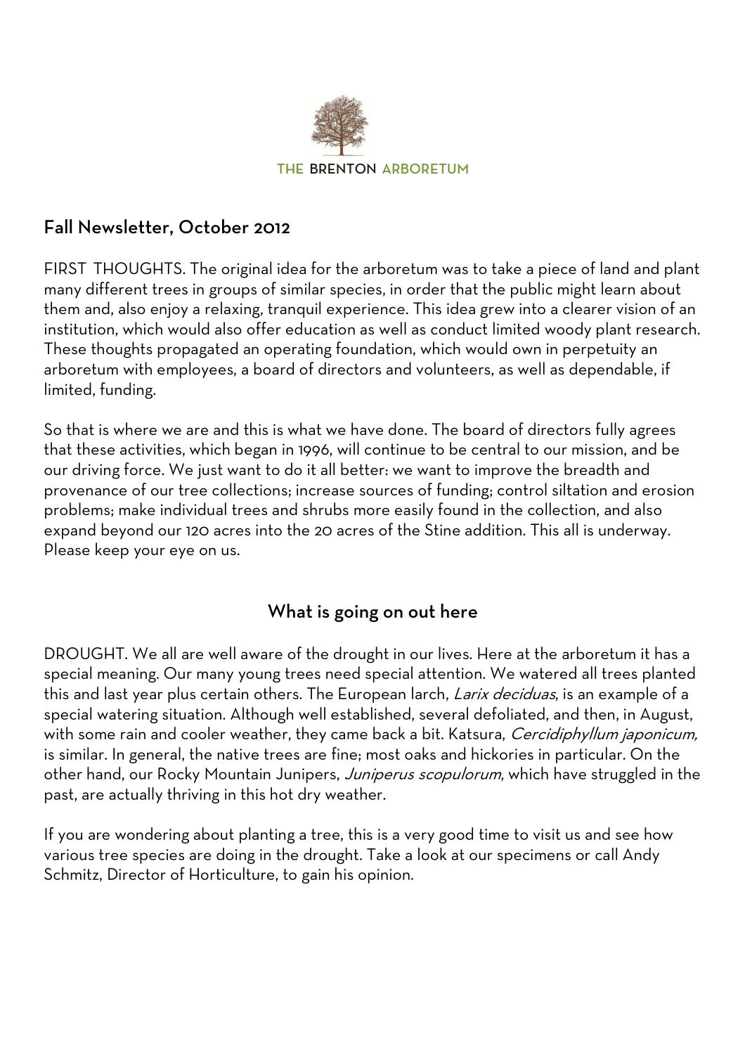THE BRENTON ARBORETUM

## Fall Newsletter, October 2012

FIRST THOUGHTS. The original idea for the arboretum was to take a piece of land and plant many different trees in groups of similar species, in order that the public might learn about them and, also enjoy a relaxing, tranquil experience. This idea grew into a clearer vision of an institution, which would also offer education as well as conduct limited woody plant research. These thoughts propagated an operating foundation, which would own in perpetuity an arboretum with employees, a board of directors and volunteers, as well as dependable, if limited, funding.

So that is where we are and this is what we have done. The board of directors fully agrees that these activities, which began in 1996, will continue to be central to our mission, and be our driving force. We just want to do it all better: we want to improve the breadth and provenance of our tree collections; increase sources of funding; control siltation and erosion problems; make individual trees and shrubs more easily found in the collection, and also expand beyond our 120 acres into the 20 acres of the Stine addition. This all is underway. Please keep your eye on us.

## What is going on out here

DROUGHT. We all are well aware of the drought in our lives. Here at the arboretum it has a special meaning. Our many young trees need special attention. We watered all trees planted this and last year plus certain others. The European larch, *Larix deciduas*, is an example of a special watering situation. Although well established, several defoliated, and then, in August, with some rain and cooler weather, they came back a bit. Katsura, *Cercidiphyllum japonicum,* is similar. In general, the native trees are fine; most oaks and hickories in particular. On the other hand, our Rocky Mountain Junipers, *Juniperus scopulorum*, which have struggled in the past, are actually thriving in this hot dry weather.

If you are wondering about planting a tree, this is a very good time to visit us and see how various tree species are doing in the drought. Take a look at our specimens or call Andy Schmitz, Director of Horticulture, to gain his opinion.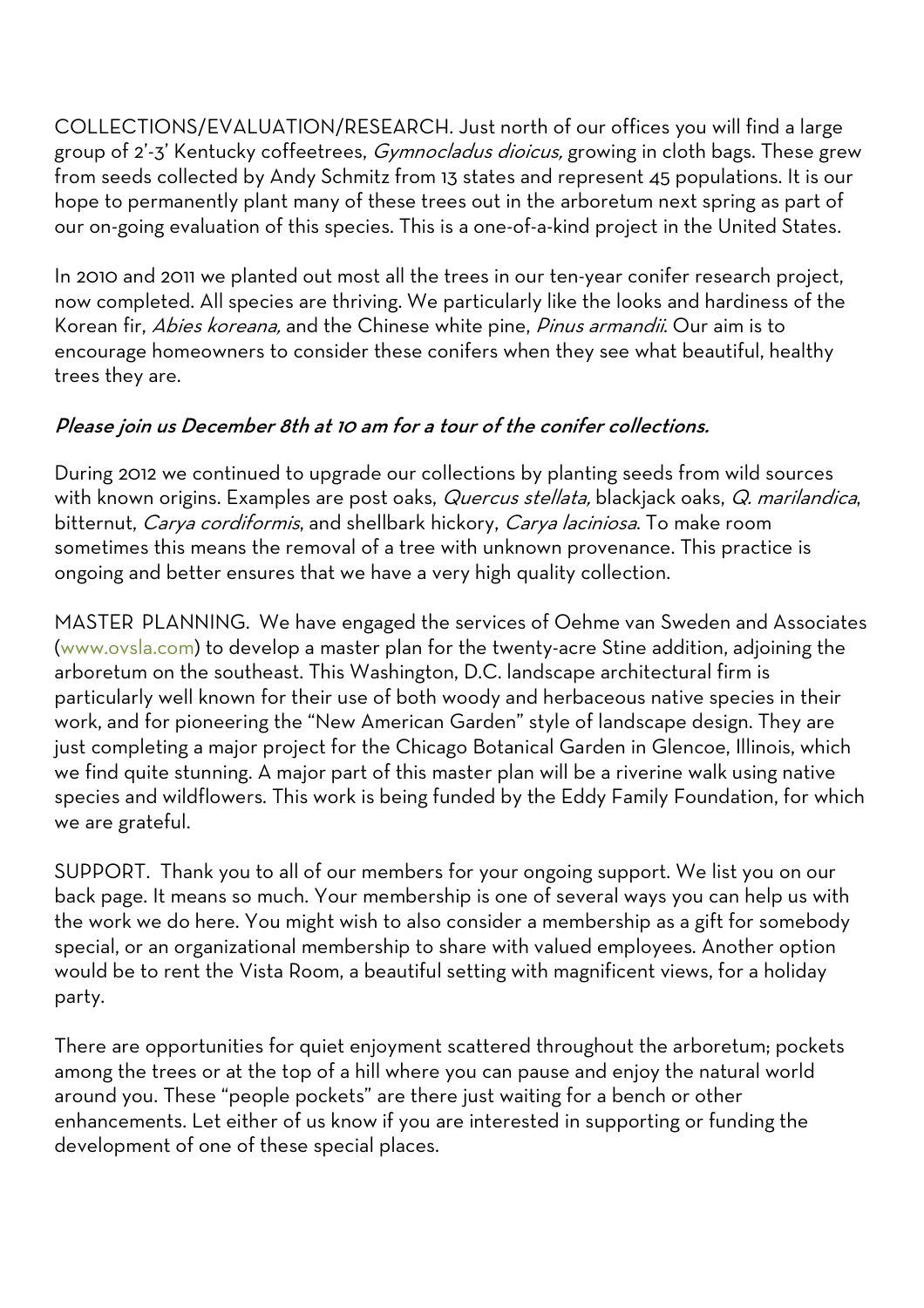COLLECTIONS/EVALUATION/RESEARCH. Just north of our offices you will find a large group of 2'-3' Kentucky coffeetrees, *Gymnocladus dioicus,* growing in cloth bags. These grew from seeds collected by Andy Schmitz from 13 states and represent 45 populations. It is our hope to permanently plant many of these trees out in the arboretum next spring as part of our on-going evaluation of this species. This is a one-of-a-kind project in the United States.

In 2010 and 2011 we planted out most all the trees in our ten-year conifer research project, now completed. All species are thriving. We particularly like the looks and hardiness of the Korean fir, *Abies koreana,* and the Chinese white pine, *Pinus armandii*. Our aim is to encourage homeowners to consider these conifers when they see what beautiful, healthy trees they are.

***Please join us December 8th at 10 am for a tour of the conifer collections.***

During 2012 we continued to upgrade our collections by planting seeds from wild sources with known origins. Examples are post oaks, *Quercus stellata,* blackjack oaks, *Q. marilandica*, bitternut, *Carya cordiformis*, and shellbark hickory, *Carya laciniosa*. To make room sometimes this means the removal of a tree with unknown provenance. This practice is ongoing and better ensures that we have a very high quality collection.

MASTER PLANNING. We have engaged the services of Oehme van Sweden and Associates (www.ovsla.com) to develop a master plan for the twenty-acre Stine addition, adjoining the arboretum on the southeast. This Washington, D.C. landscape architectural firm is particularly well known for their use of both woody and herbaceous native species in their work, and for pioneering the "New American Garden" style of landscape design. They are just completing a major project for the Chicago Botanical Garden in Glencoe, Illinois, which we find quite stunning. A major part of this master plan will be a riverine walk using native species and wildflowers. This work is being funded by the Eddy Family Foundation, for which we are grateful.

SUPPORT. Thank you to all of our members for your ongoing support. We list you on our back page. It means so much. Your membership is one of several ways you can help us with the work we do here. You might wish to also consider a membership as a gift for somebody special, or an organizational membership to share with valued employees. Another option would be to rent the Vista Room, a beautiful setting with magnificent views, for a holiday party.

There are opportunities for quiet enjoyment scattered throughout the arboretum; pockets among the trees or at the top of a hill where you can pause and enjoy the natural world around you. These "people pockets" are there just waiting for a bench or other enhancements. Let either of us know if you are interested in supporting or funding the development of one of these special places.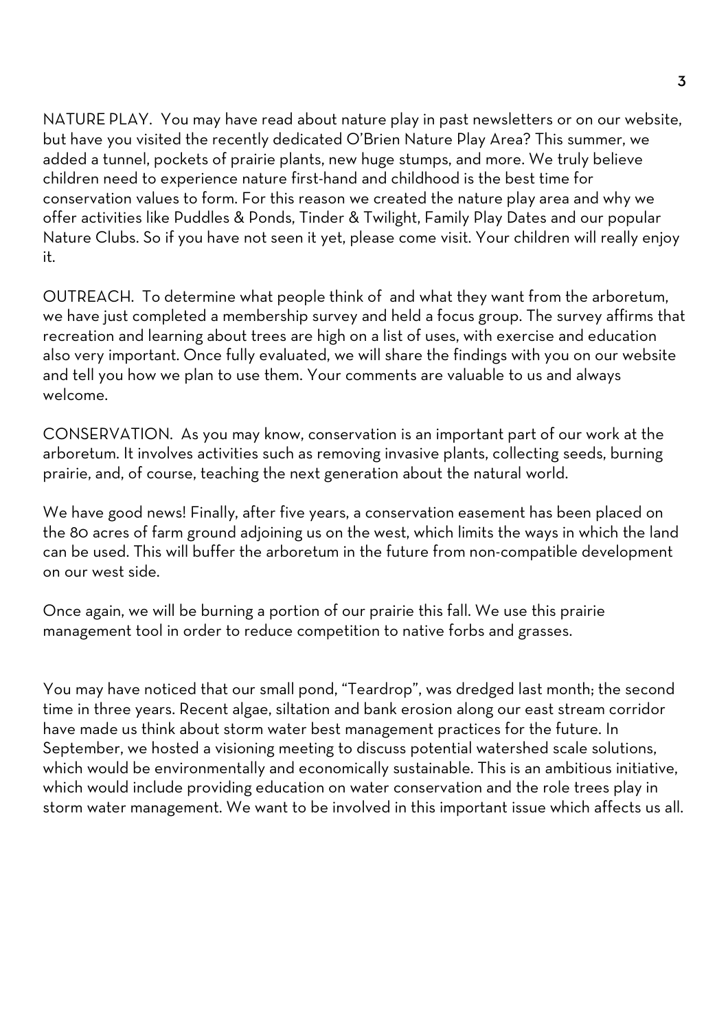NATURE PLAY. You may have read about nature play in past newsletters or on our website, but have you visited the recently dedicated O'Brien Nature Play Area? This summer, we added a tunnel, pockets of prairie plants, new huge stumps, and more. We truly believe children need to experience nature first-hand and childhood is the best time for conservation values to form. For this reason we created the nature play area and why we offer activities like Puddles & Ponds, Tinder & Twilight, Family Play Dates and our popular Nature Clubs. So if you have not seen it yet, please come visit. Your children will really enjoy it.

OUTREACH. To determine what people think of and what they want from the arboretum, we have just completed a membership survey and held a focus group. The survey affirms that recreation and learning about trees are high on a list of uses, with exercise and education also very important. Once fully evaluated, we will share the findings with you on our website and tell you how we plan to use them. Your comments are valuable to us and always welcome.

CONSERVATION. As you may know, conservation is an important part of our work at the arboretum. It involves activities such as removing invasive plants, collecting seeds, burning prairie, and, of course, teaching the next generation about the natural world.

We have good news! Finally, after five years, a conservation easement has been placed on the 80 acres of farm ground adjoining us on the west, which limits the ways in which the land can be used. This will buffer the arboretum in the future from non-compatible development on our west side.

Once again, we will be burning a portion of our prairie this fall. We use this prairie management tool in order to reduce competition to native forbs and grasses.

You may have noticed that our small pond, "Teardrop", was dredged last month; the second time in three years. Recent algae, siltation and bank erosion along our east stream corridor have made us think about storm water best management practices for the future. In September, we hosted a visioning meeting to discuss potential watershed scale solutions, which would be environmentally and economically sustainable. This is an ambitious initiative, which would include providing education on water conservation and the role trees play in storm water management. We want to be involved in this important issue which affects us all.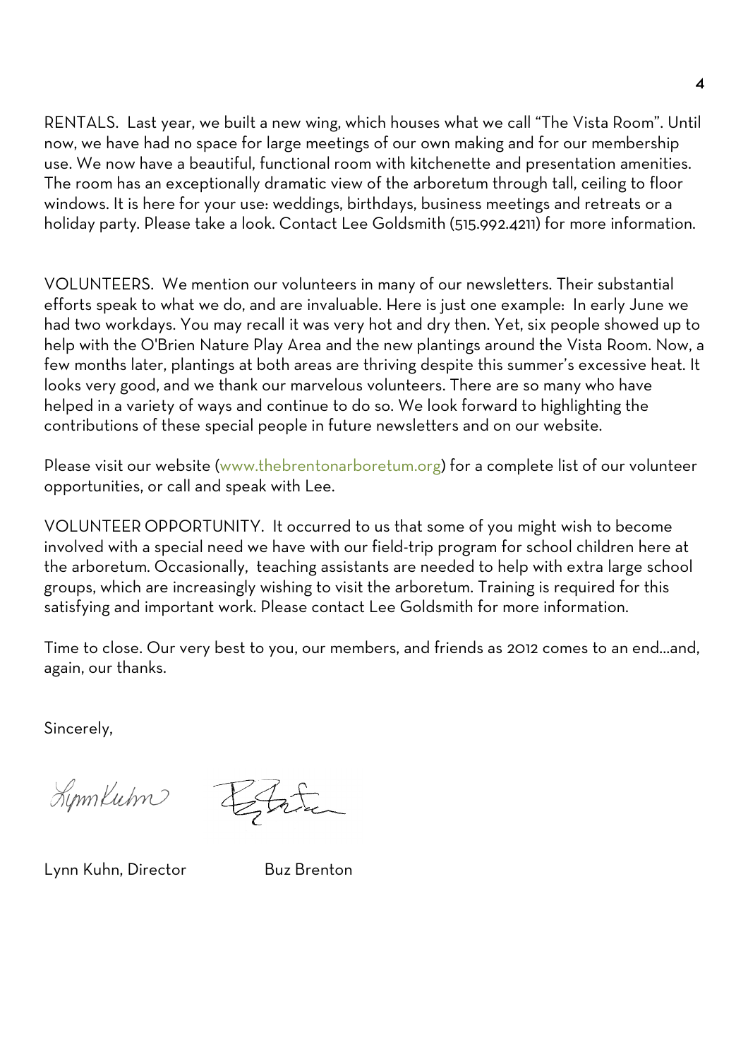RENTALS. Last year, we built a new wing, which houses what we call "The Vista Room". Until now, we have had no space for large meetings of our own making and for our membership use. We now have a beautiful, functional room with kitchenette and presentation amenities. The room has an exceptionally dramatic view of the arboretum through tall, ceiling to floor windows. It is here for your use: weddings, birthdays, business meetings and retreats or a holiday party. Please take a look. Contact Lee Goldsmith (515.992.4211) for more information.

VOLUNTEERS. We mention our volunteers in many of our newsletters. Their substantial efforts speak to what we do, and are invaluable. Here is just one example: In early June we had two workdays. You may recall it was very hot and dry then. Yet, six people showed up to help with the O'Brien Nature Play Area and the new plantings around the Vista Room. Now, a few months later, plantings at both areas are thriving despite this summer's excessive heat. It looks very good, and we thank our marvelous volunteers. There are so many who have helped in a variety of ways and continue to do so. We look forward to highlighting the contributions of these special people in future newsletters and on our website.

Please visit our website (www.thebrentonarboretum.org) for a complete list of our volunteer opportunities, or call and speak with Lee.

VOLUNTEER OPPORTUNITY. It occurred to us that some of you might wish to become involved with a special need we have with our field-trip program for school children here at the arboretum. Occasionally, teaching assistants are needed to help with extra large school groups, which are increasingly wishing to visit the arboretum. Training is required for this satisfying and important work. Please contact Lee Goldsmith for more information.

Time to close. Our very best to you, our members, and friends as 2012 comes to an end...and, again, our thanks.

Sincerely,

Lynn Kuhn, Director          Buz Brenton